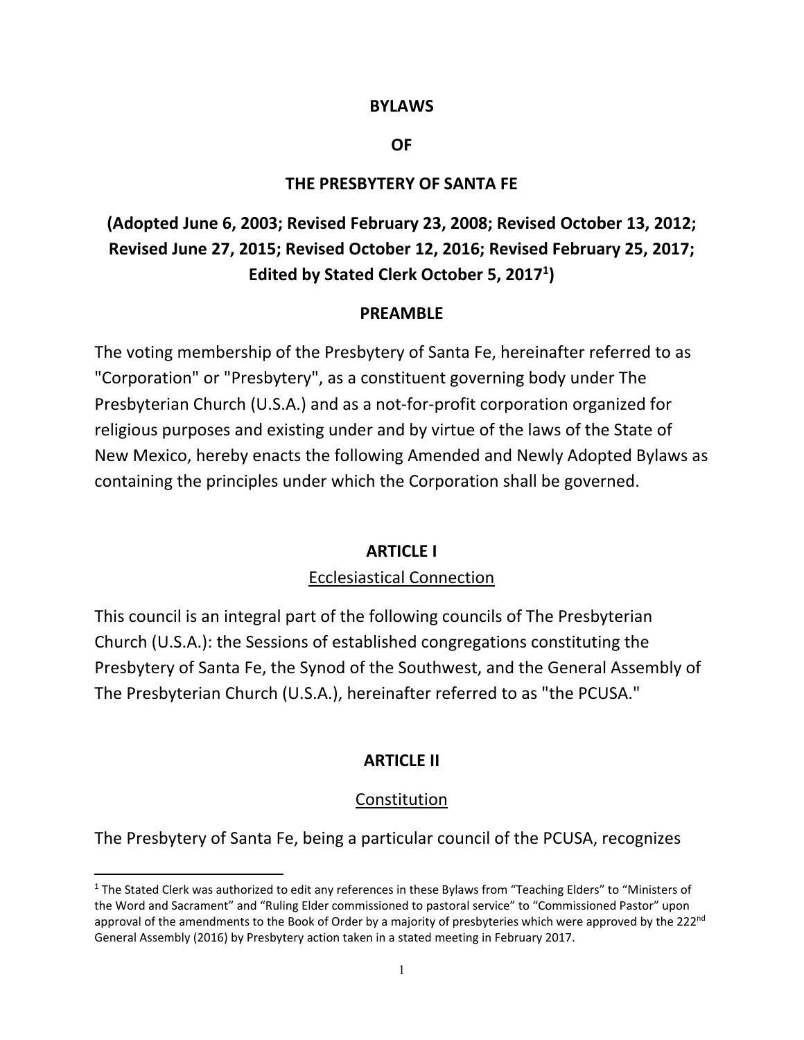# BYLAWS

# OF

# THE PRESBYTERY OF SANTA FE

## (Adopted June 6, 2003; Revised February 23, 2008; Revised October 13, 2012; Revised June 27, 2015; Revised October 12, 2016; Revised February 25, 2017; Edited by Stated Clerk October 5, 2017[1])

## PREAMBLE

The voting membership of the Presbytery of Santa Fe, hereinafter referred to as "Corporation" or "Presbytery", as a constituent governing body under The Presbyterian Church (U.S.A.) and as a not-for-profit corporation organized for religious purposes and existing under and by virtue of the laws of the State of New Mexico, hereby enacts the following Amended and Newly Adopted Bylaws as containing the principles under which the Corporation shall be governed.

## ARTICLE I

Ecclesiastical Connection

This council is an integral part of the following councils of The Presbyterian Church (U.S.A.): the Sessions of established congregations constituting the Presbytery of Santa Fe, the Synod of the Southwest, and the General Assembly of The Presbyterian Church (U.S.A.), hereinafter referred to as "the PCUSA."

## ARTICLE II

Constitution

The Presbytery of Santa Fe, being a particular council of the PCUSA, recognizes

---

[1] The Stated Clerk was authorized to edit any references in these Bylaws from "Teaching Elders" to "Ministers of the Word and Sacrament" and "Ruling Elder commissioned to pastoral service" to "Commissioned Pastor" upon approval of the amendments to the Book of Order by a majority of presbyteries which were approved by the 222nd General Assembly (2016) by Presbytery action taken in a stated meeting in February 2017.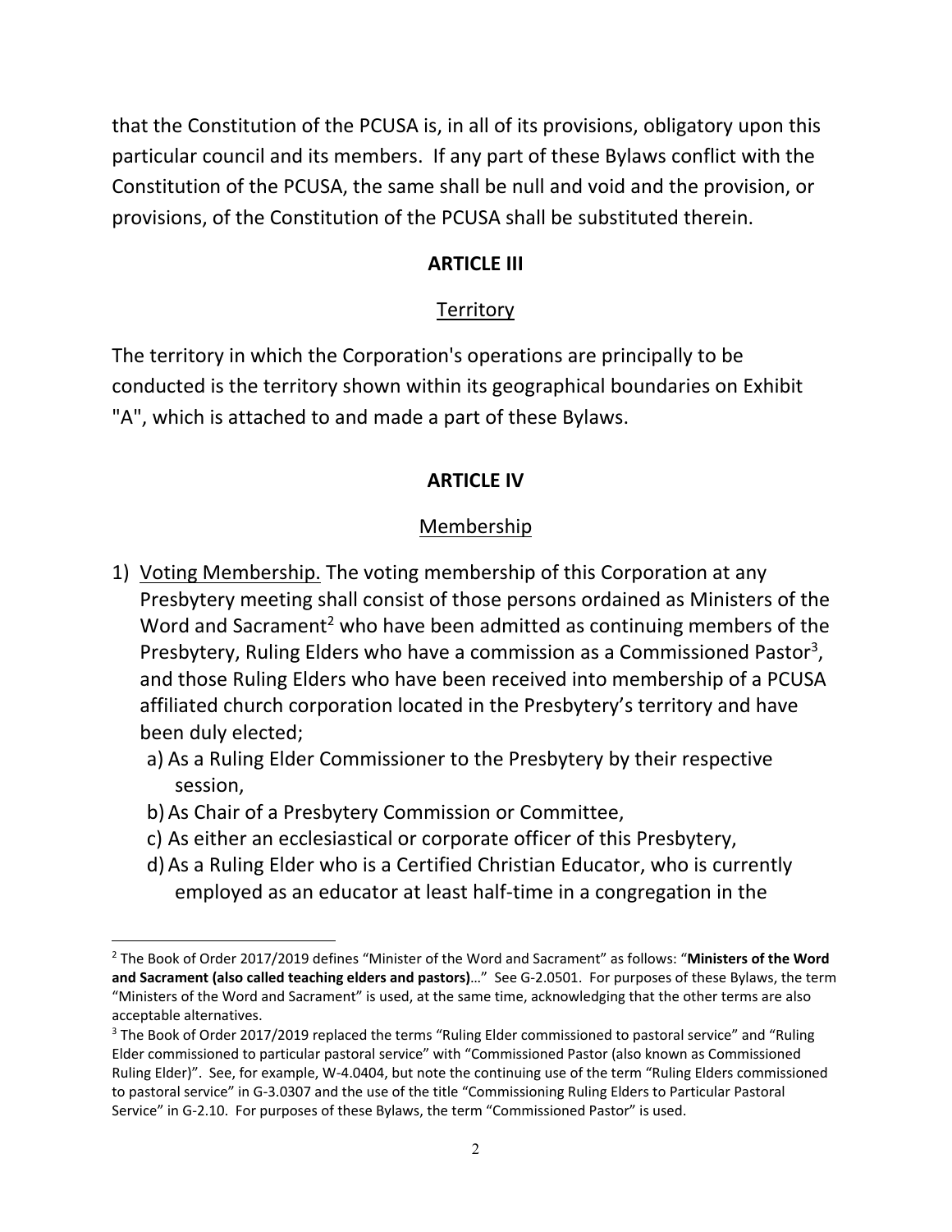that the Constitution of the PCUSA is, in all of its provisions, obligatory upon this particular council and its members. If any part of these Bylaws conflict with the Constitution of the PCUSA, the same shall be null and void and the provision, or provisions, of the Constitution of the PCUSA shall be substituted therein.

## ARTICLE III

### Territory

The territory in which the Corporation's operations are principally to be conducted is the territory shown within its geographical boundaries on Exhibit "A", which is attached to and made a part of these Bylaws.

## ARTICLE IV

### Membership

1) Voting Membership. The voting membership of this Corporation at any Presbytery meeting shall consist of those persons ordained as Ministers of the Word and Sacrament[2] who have been admitted as continuing members of the Presbytery, Ruling Elders who have a commission as a Commissioned Pastor[3], and those Ruling Elders who have been received into membership of a PCUSA affiliated church corporation located in the Presbytery's territory and have been duly elected;
   a) As a Ruling Elder Commissioner to the Presbytery by their respective session,
   b) As Chair of a Presbytery Commission or Committee,
   c) As either an ecclesiastical or corporate officer of this Presbytery,
   d) As a Ruling Elder who is a Certified Christian Educator, who is currently employed as an educator at least half-time in a congregation in the

---

[2] The Book of Order 2017/2019 defines "Minister of the Word and Sacrament" as follows: "**Ministers of the Word and Sacrament (also called teaching elders and pastors)**…" See G-2.0501. For purposes of these Bylaws, the term "Ministers of the Word and Sacrament" is used, at the same time, acknowledging that the other terms are also acceptable alternatives.

[3] The Book of Order 2017/2019 replaced the terms "Ruling Elder commissioned to pastoral service" and "Ruling Elder commissioned to particular pastoral service" with "Commissioned Pastor (also known as Commissioned Ruling Elder)". See, for example, W-4.0404, but note the continuing use of the term "Ruling Elders commissioned to pastoral service" in G-3.0307 and the use of the title "Commissioning Ruling Elders to Particular Pastoral Service" in G-2.10. For purposes of these Bylaws, the term "Commissioned Pastor" is used.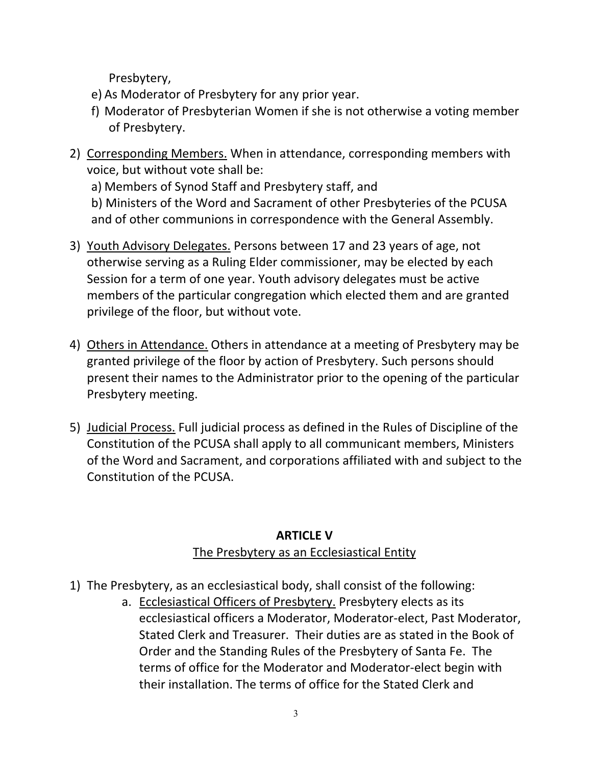Presbytery,

e) As Moderator of Presbytery for any prior year.

f) Moderator of Presbyterian Women if she is not otherwise a voting member of Presbytery.

2) Corresponding Members. When in attendance, corresponding members with voice, but without vote shall be:

a) Members of Synod Staff and Presbytery staff, and

b) Ministers of the Word and Sacrament of other Presbyteries of the PCUSA and of other communions in correspondence with the General Assembly.

3) Youth Advisory Delegates. Persons between 17 and 23 years of age, not otherwise serving as a Ruling Elder commissioner, may be elected by each Session for a term of one year. Youth advisory delegates must be active members of the particular congregation which elected them and are granted privilege of the floor, but without vote.

4) Others in Attendance. Others in attendance at a meeting of Presbytery may be granted privilege of the floor by action of Presbytery. Such persons should present their names to the Administrator prior to the opening of the particular Presbytery meeting.

5) Judicial Process. Full judicial process as defined in the Rules of Discipline of the Constitution of the PCUSA shall apply to all communicant members, Ministers of the Word and Sacrament, and corporations affiliated with and subject to the Constitution of the PCUSA.

## ARTICLE V

### The Presbytery as an Ecclesiastical Entity

1) The Presbytery, as an ecclesiastical body, shall consist of the following:

   a. Ecclesiastical Officers of Presbytery. Presbytery elects as its ecclesiastical officers a Moderator, Moderator-elect, Past Moderator, Stated Clerk and Treasurer. Their duties are as stated in the Book of Order and the Standing Rules of the Presbytery of Santa Fe. The terms of office for the Moderator and Moderator-elect begin with their installation. The terms of office for the Stated Clerk and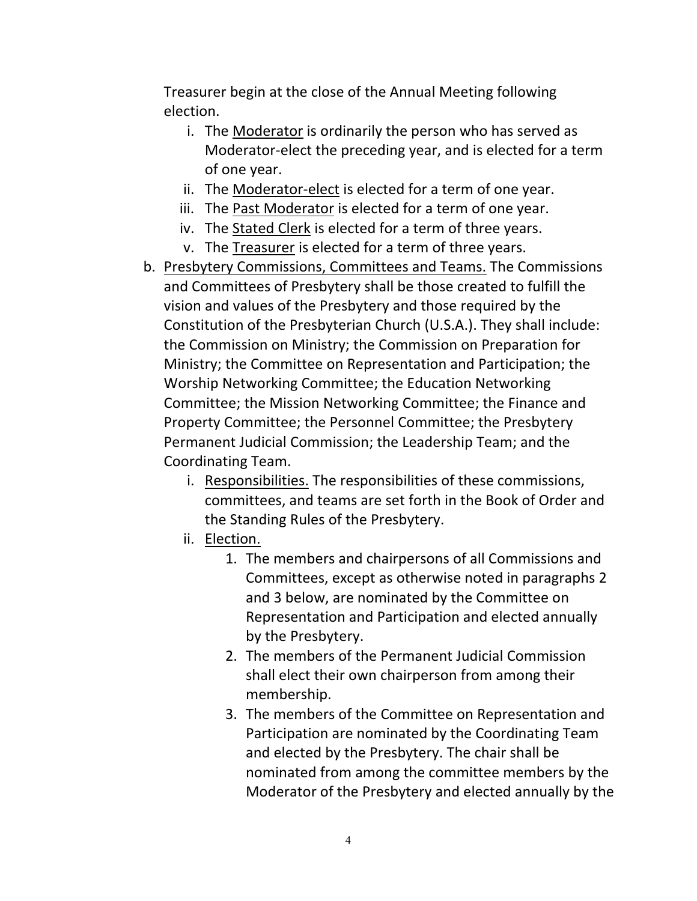Treasurer begin at the close of the Annual Meeting following election.

i. The <u>Moderator</u> is ordinarily the person who has served as Moderator-elect the preceding year, and is elected for a term of one year.
ii. The <u>Moderator-elect</u> is elected for a term of one year.
iii. The <u>Past Moderator</u> is elected for a term of one year.
iv. The <u>Stated Clerk</u> is elected for a term of three years.
v. The <u>Treasurer</u> is elected for a term of three years.

b. <u>Presbytery Commissions, Committees and Teams.</u> The Commissions and Committees of Presbytery shall be those created to fulfill the vision and values of the Presbytery and those required by the Constitution of the Presbyterian Church (U.S.A.). They shall include: the Commission on Ministry; the Commission on Preparation for Ministry; the Committee on Representation and Participation; the Worship Networking Committee; the Education Networking Committee; the Mission Networking Committee; the Finance and Property Committee; the Personnel Committee; the Presbytery Permanent Judicial Commission; the Leadership Team; and the Coordinating Team.

   i. <u>Responsibilities.</u> The responsibilities of these commissions, committees, and teams are set forth in the Book of Order and the Standing Rules of the Presbytery.
   ii. <u>Election.</u>
      1. The members and chairpersons of all Commissions and Committees, except as otherwise noted in paragraphs 2 and 3 below, are nominated by the Committee on Representation and Participation and elected annually by the Presbytery.
      2. The members of the Permanent Judicial Commission shall elect their own chairperson from among their membership.
      3. The members of the Committee on Representation and Participation are nominated by the Coordinating Team and elected by the Presbytery. The chair shall be nominated from among the committee members by the Moderator of the Presbytery and elected annually by the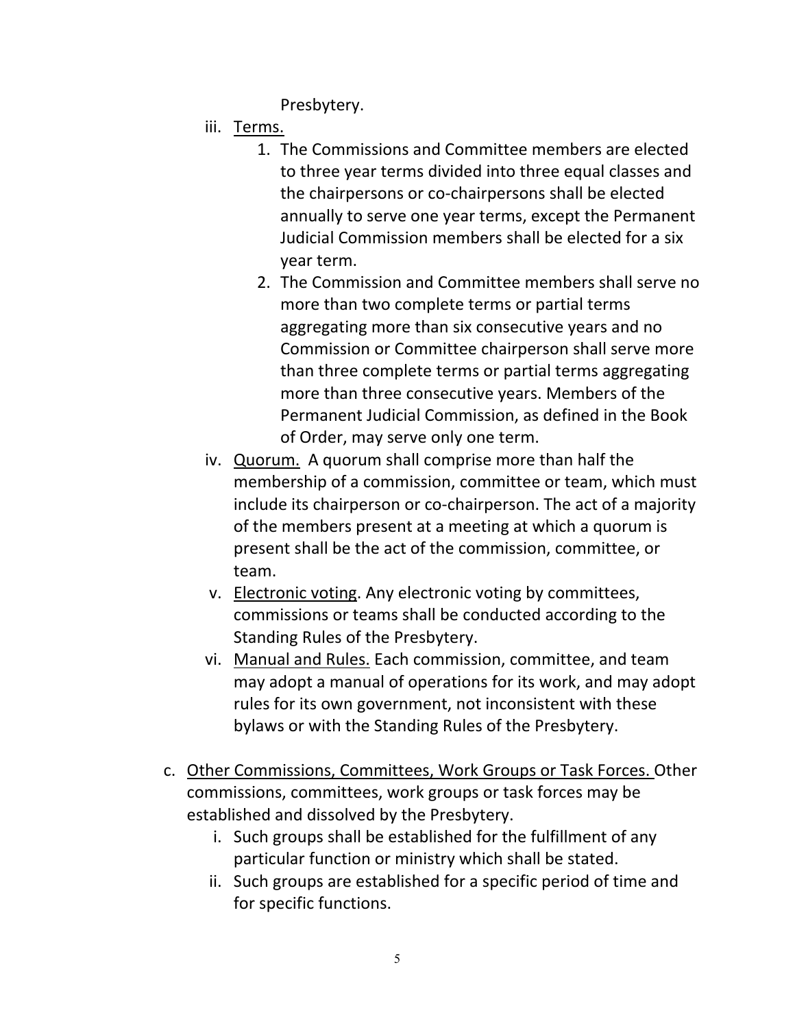Presbytery.

iii. <u>Terms.</u>

1. The Commissions and Committee members are elected to three year terms divided into three equal classes and the chairpersons or co-chairpersons shall be elected annually to serve one year terms, except the Permanent Judicial Commission members shall be elected for a six year term.
2. The Commission and Committee members shall serve no more than two complete terms or partial terms aggregating more than six consecutive years and no Commission or Committee chairperson shall serve more than three complete terms or partial terms aggregating more than three consecutive years. Members of the Permanent Judicial Commission, as defined in the Book of Order, may serve only one term.

iv. <u>Quorum.</u> A quorum shall comprise more than half the membership of a commission, committee or team, which must include its chairperson or co-chairperson. The act of a majority of the members present at a meeting at which a quorum is present shall be the act of the commission, committee, or team.

v. <u>Electronic voting</u>. Any electronic voting by committees, commissions or teams shall be conducted according to the Standing Rules of the Presbytery.

vi. <u>Manual and Rules.</u> Each commission, committee, and team may adopt a manual of operations for its work, and may adopt rules for its own government, not inconsistent with these bylaws or with the Standing Rules of the Presbytery.

c. <u>Other Commissions, Committees, Work Groups or Task Forces.</u> Other commissions, committees, work groups or task forces may be established and dissolved by the Presbytery.

i. Such groups shall be established for the fulfillment of any particular function or ministry which shall be stated.

ii. Such groups are established for a specific period of time and for specific functions.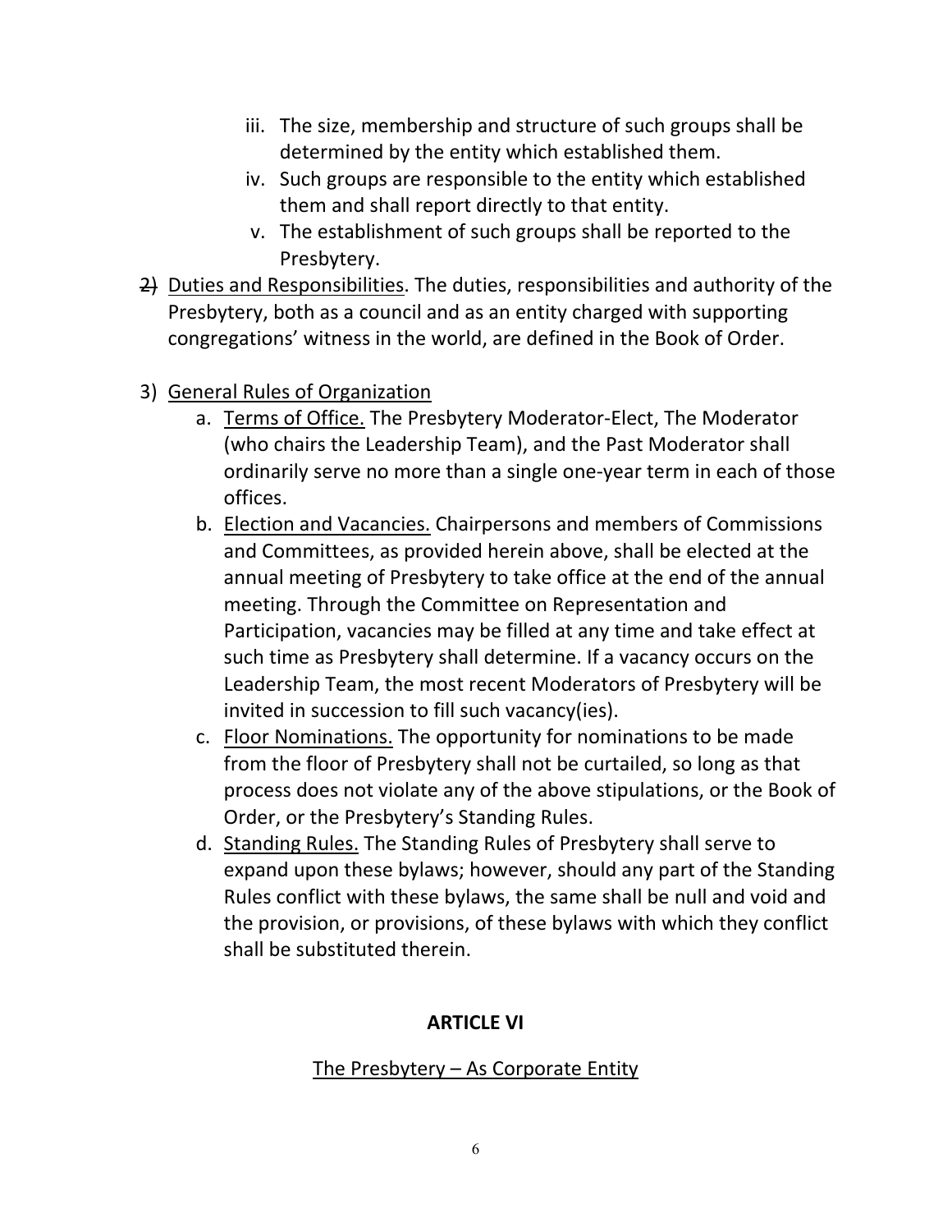iii. The size, membership and structure of such groups shall be determined by the entity which established them.
   iv. Such groups are responsible to the entity which established them and shall report directly to that entity.
   v. The establishment of such groups shall be reported to the Presbytery.

2) <u>Duties and Responsibilities</u>. The duties, responsibilities and authority of the Presbytery, both as a council and as an entity charged with supporting congregations' witness in the world, are defined in the Book of Order.

3) <u>General Rules of Organization</u>
   a. <u>Terms of Office.</u> The Presbytery Moderator-Elect, The Moderator (who chairs the Leadership Team), and the Past Moderator shall ordinarily serve no more than a single one-year term in each of those offices.
   b. <u>Election and Vacancies.</u> Chairpersons and members of Commissions and Committees, as provided herein above, shall be elected at the annual meeting of Presbytery to take office at the end of the annual meeting. Through the Committee on Representation and Participation, vacancies may be filled at any time and take effect at such time as Presbytery shall determine. If a vacancy occurs on the Leadership Team, the most recent Moderators of Presbytery will be invited in succession to fill such vacancy(ies).
   c. <u>Floor Nominations.</u> The opportunity for nominations to be made from the floor of Presbytery shall not be curtailed, so long as that process does not violate any of the above stipulations, or the Book of Order, or the Presbytery's Standing Rules.
   d. <u>Standing Rules.</u> The Standing Rules of Presbytery shall serve to expand upon these bylaws; however, should any part of the Standing Rules conflict with these bylaws, the same shall be null and void and the provision, or provisions, of these bylaws with which they conflict shall be substituted therein.

## ARTICLE VI

<u>The Presbytery – As Corporate Entity</u>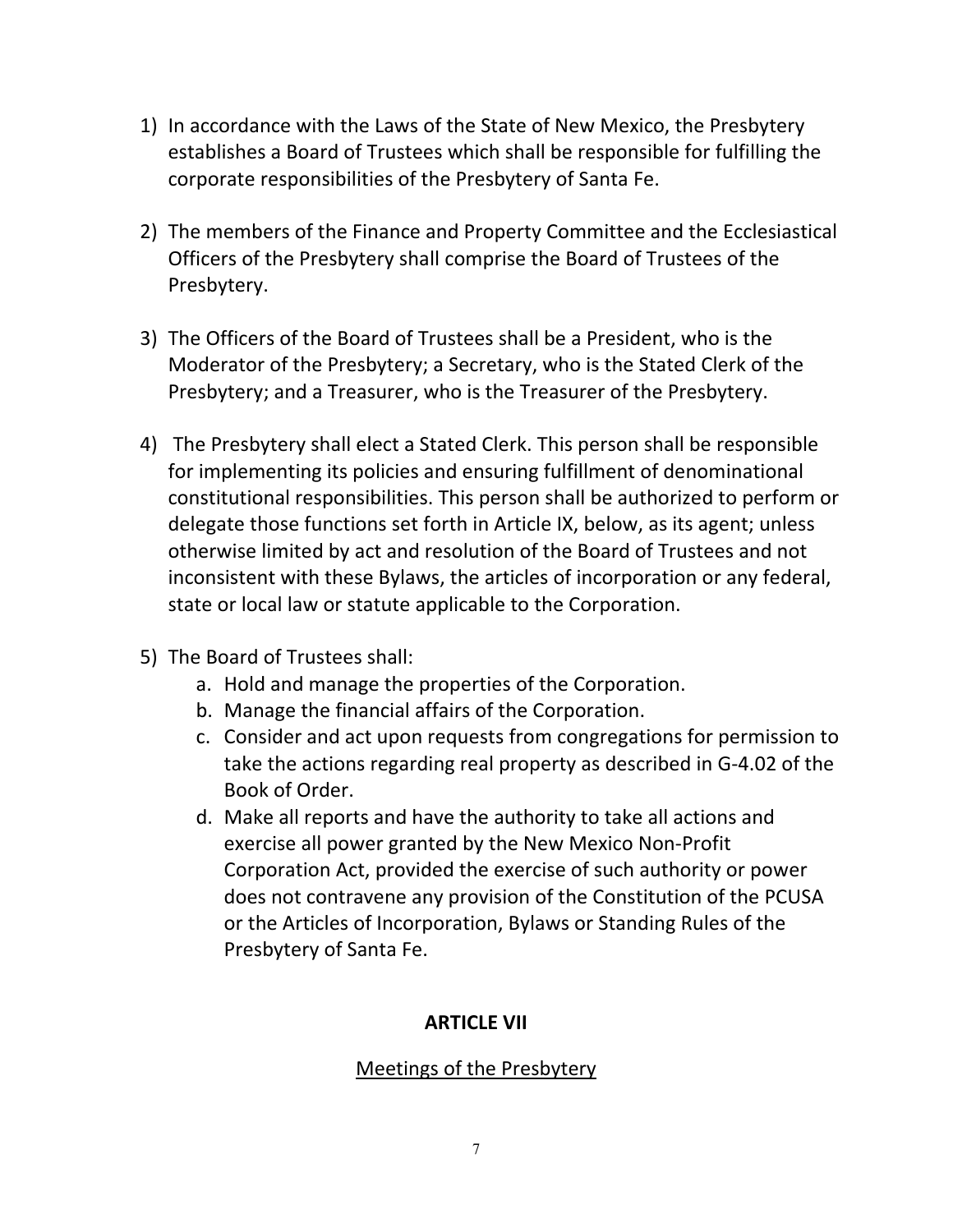1) In accordance with the Laws of the State of New Mexico, the Presbytery establishes a Board of Trustees which shall be responsible for fulfilling the corporate responsibilities of the Presbytery of Santa Fe.

2) The members of the Finance and Property Committee and the Ecclesiastical Officers of the Presbytery shall comprise the Board of Trustees of the Presbytery.

3) The Officers of the Board of Trustees shall be a President, who is the Moderator of the Presbytery; a Secretary, who is the Stated Clerk of the Presbytery; and a Treasurer, who is the Treasurer of the Presbytery.

4) The Presbytery shall elect a Stated Clerk. This person shall be responsible for implementing its policies and ensuring fulfillment of denominational constitutional responsibilities. This person shall be authorized to perform or delegate those functions set forth in Article IX, below, as its agent; unless otherwise limited by act and resolution of the Board of Trustees and not inconsistent with these Bylaws, the articles of incorporation or any federal, state or local law or statute applicable to the Corporation.

5) The Board of Trustees shall:
   a. Hold and manage the properties of the Corporation.
   b. Manage the financial affairs of the Corporation.
   c. Consider and act upon requests from congregations for permission to take the actions regarding real property as described in G-4.02 of the Book of Order.
   d. Make all reports and have the authority to take all actions and exercise all power granted by the New Mexico Non-Profit Corporation Act, provided the exercise of such authority or power does not contravene any provision of the Constitution of the PCUSA or the Articles of Incorporation, Bylaws or Standing Rules of the Presbytery of Santa Fe.

## ARTICLE VII

### Meetings of the Presbytery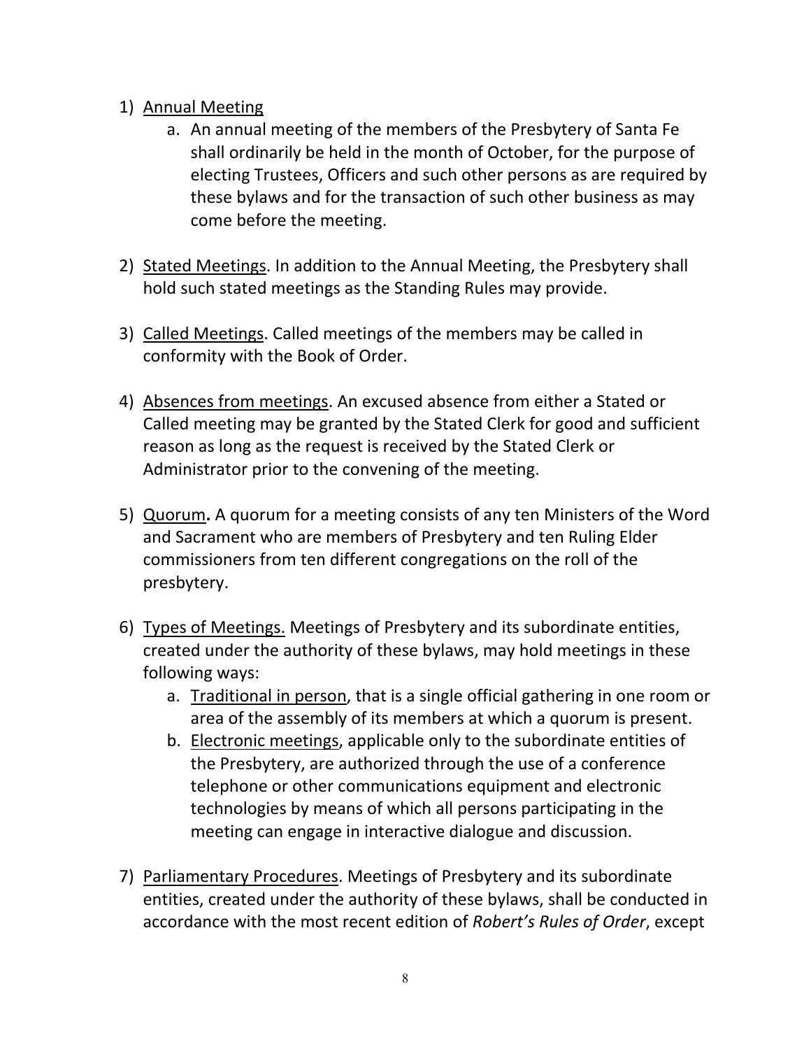1) Annual Meeting
    a. An annual meeting of the members of the Presbytery of Santa Fe shall ordinarily be held in the month of October, for the purpose of electing Trustees, Officers and such other persons as are required by these bylaws and for the transaction of such other business as may come before the meeting.

2) Stated Meetings. In addition to the Annual Meeting, the Presbytery shall hold such stated meetings as the Standing Rules may provide.

3) Called Meetings. Called meetings of the members may be called in conformity with the Book of Order.

4) Absences from meetings. An excused absence from either a Stated or Called meeting may be granted by the Stated Clerk for good and sufficient reason as long as the request is received by the Stated Clerk or Administrator prior to the convening of the meeting.

5) Quorum**.** A quorum for a meeting consists of any ten Ministers of the Word and Sacrament who are members of Presbytery and ten Ruling Elder commissioners from ten different congregations on the roll of the presbytery.

6) Types of Meetings. Meetings of Presbytery and its subordinate entities, created under the authority of these bylaws, may hold meetings in these following ways:
    a. Traditional in person, that is a single official gathering in one room or area of the assembly of its members at which a quorum is present.
    b. Electronic meetings, applicable only to the subordinate entities of the Presbytery, are authorized through the use of a conference telephone or other communications equipment and electronic technologies by means of which all persons participating in the meeting can engage in interactive dialogue and discussion.

7) Parliamentary Procedures. Meetings of Presbytery and its subordinate entities, created under the authority of these bylaws, shall be conducted in accordance with the most recent edition of *Robert's Rules of Order*, except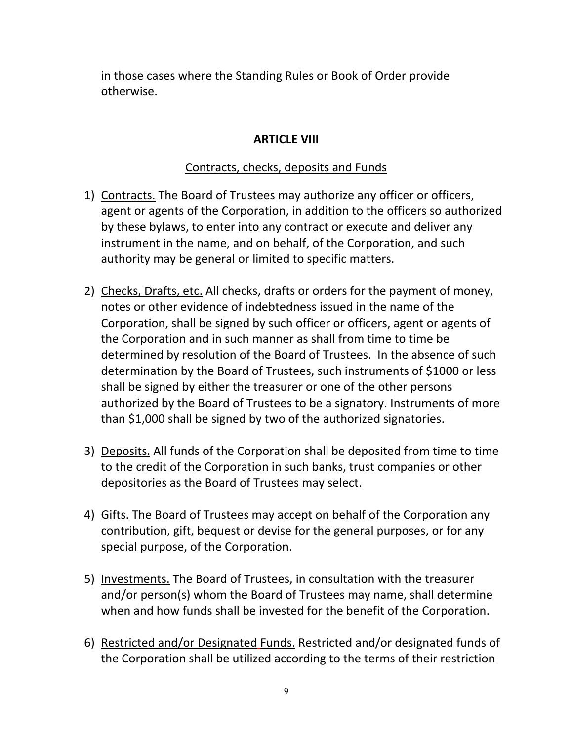in those cases where the Standing Rules or Book of Order provide otherwise.

## ARTICLE VIII

Contracts, checks, deposits and Funds

1) Contracts. The Board of Trustees may authorize any officer or officers, agent or agents of the Corporation, in addition to the officers so authorized by these bylaws, to enter into any contract or execute and deliver any instrument in the name, and on behalf, of the Corporation, and such authority may be general or limited to specific matters.

2) Checks, Drafts, etc. All checks, drafts or orders for the payment of money, notes or other evidence of indebtedness issued in the name of the Corporation, shall be signed by such officer or officers, agent or agents of the Corporation and in such manner as shall from time to time be determined by resolution of the Board of Trustees. In the absence of such determination by the Board of Trustees, such instruments of $1000 or less shall be signed by either the treasurer or one of the other persons authorized by the Board of Trustees to be a signatory. Instruments of more than $1,000 shall be signed by two of the authorized signatories.

3) Deposits. All funds of the Corporation shall be deposited from time to time to the credit of the Corporation in such banks, trust companies or other depositories as the Board of Trustees may select.

4) Gifts. The Board of Trustees may accept on behalf of the Corporation any contribution, gift, bequest or devise for the general purposes, or for any special purpose, of the Corporation.

5) Investments. The Board of Trustees, in consultation with the treasurer and/or person(s) whom the Board of Trustees may name, shall determine when and how funds shall be invested for the benefit of the Corporation.

6) Restricted and/or Designated Funds. Restricted and/or designated funds of the Corporation shall be utilized according to the terms of their restriction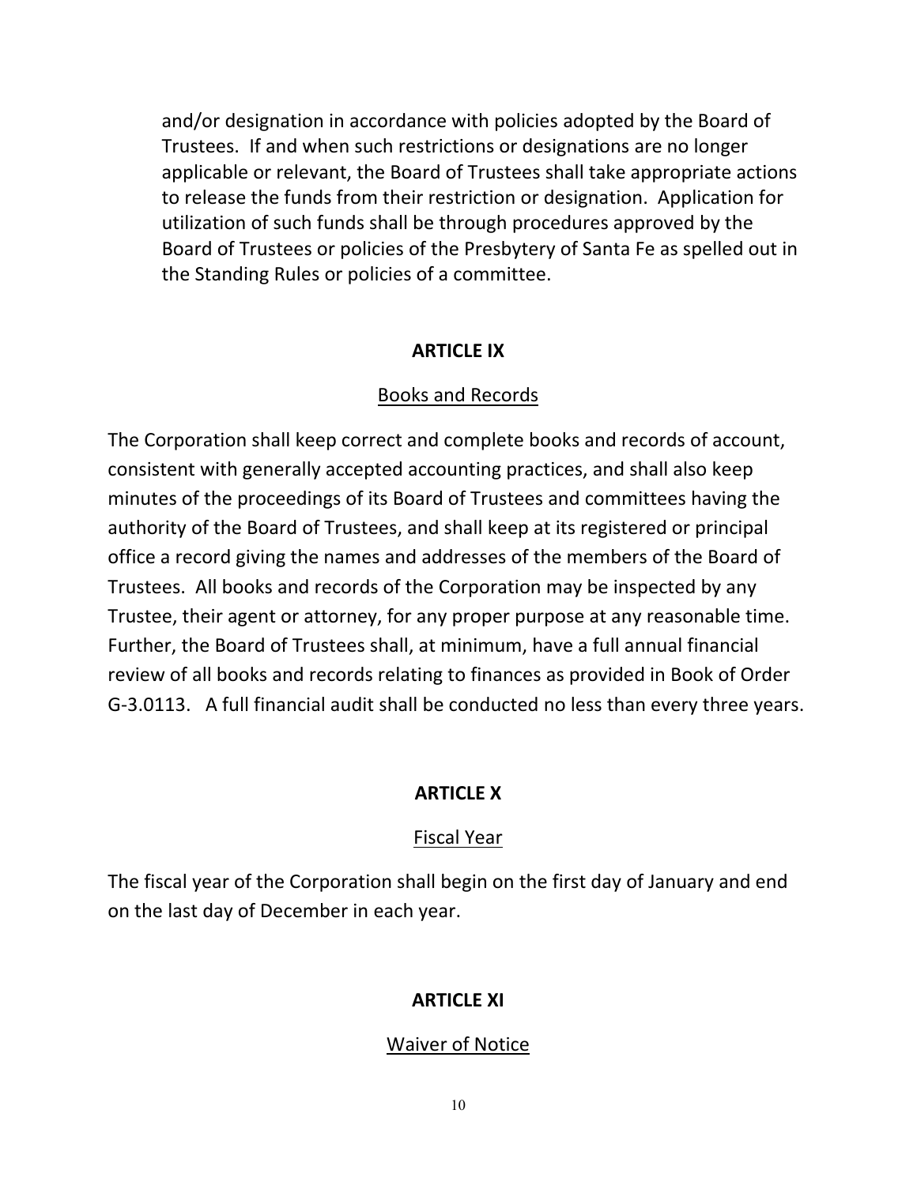and/or designation in accordance with policies adopted by the Board of Trustees. If and when such restrictions or designations are no longer applicable or relevant, the Board of Trustees shall take appropriate actions to release the funds from their restriction or designation. Application for utilization of such funds shall be through procedures approved by the Board of Trustees or policies of the Presbytery of Santa Fe as spelled out in the Standing Rules or policies of a committee.

## ARTICLE IX

### Books and Records

The Corporation shall keep correct and complete books and records of account, consistent with generally accepted accounting practices, and shall also keep minutes of the proceedings of its Board of Trustees and committees having the authority of the Board of Trustees, and shall keep at its registered or principal office a record giving the names and addresses of the members of the Board of Trustees. All books and records of the Corporation may be inspected by any Trustee, their agent or attorney, for any proper purpose at any reasonable time. Further, the Board of Trustees shall, at minimum, have a full annual financial review of all books and records relating to finances as provided in Book of Order G-3.0113. A full financial audit shall be conducted no less than every three years.

## ARTICLE X

### Fiscal Year

The fiscal year of the Corporation shall begin on the first day of January and end on the last day of December in each year.

## ARTICLE XI

### Waiver of Notice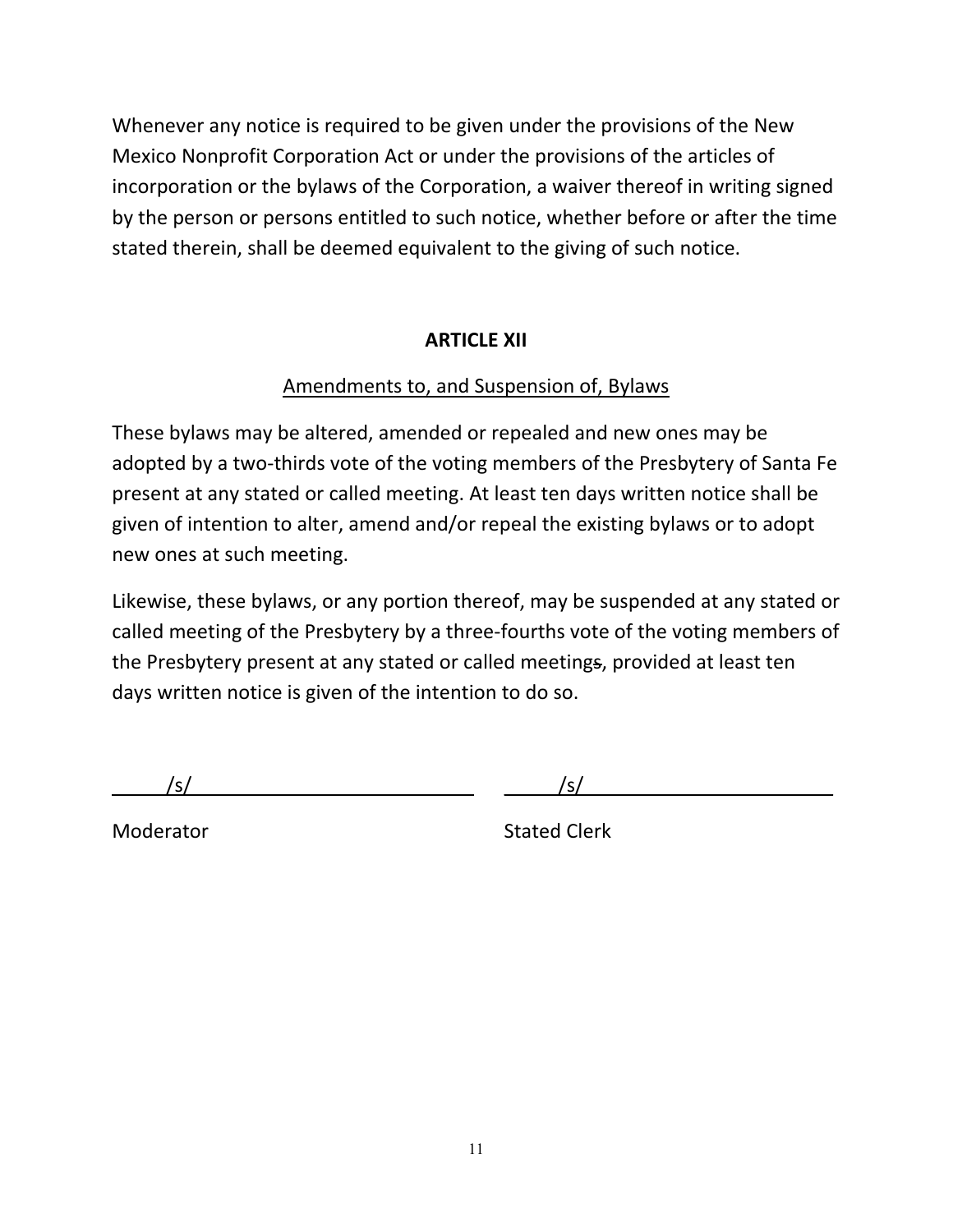Whenever any notice is required to be given under the provisions of the New Mexico Nonprofit Corporation Act or under the provisions of the articles of incorporation or the bylaws of the Corporation, a waiver thereof in writing signed by the person or persons entitled to such notice, whether before or after the time stated therein, shall be deemed equivalent to the giving of such notice.

## ARTICLE XII

Amendments to, and Suspension of, Bylaws

These bylaws may be altered, amended or repealed and new ones may be adopted by a two-thirds vote of the voting members of the Presbytery of Santa Fe present at any stated or called meeting. At least ten days written notice shall be given of intention to alter, amend and/or repeal the existing bylaws or to adopt new ones at such meeting.

Likewise, these bylaws, or any portion thereof, may be suspended at any stated or called meeting of the Presbytery by a three-fourths vote of the voting members of the Presbytery present at any stated or called meeting~~s~~, provided at least ten days written notice is given of the intention to do so.

/s/ Moderator

/s/ Stated Clerk